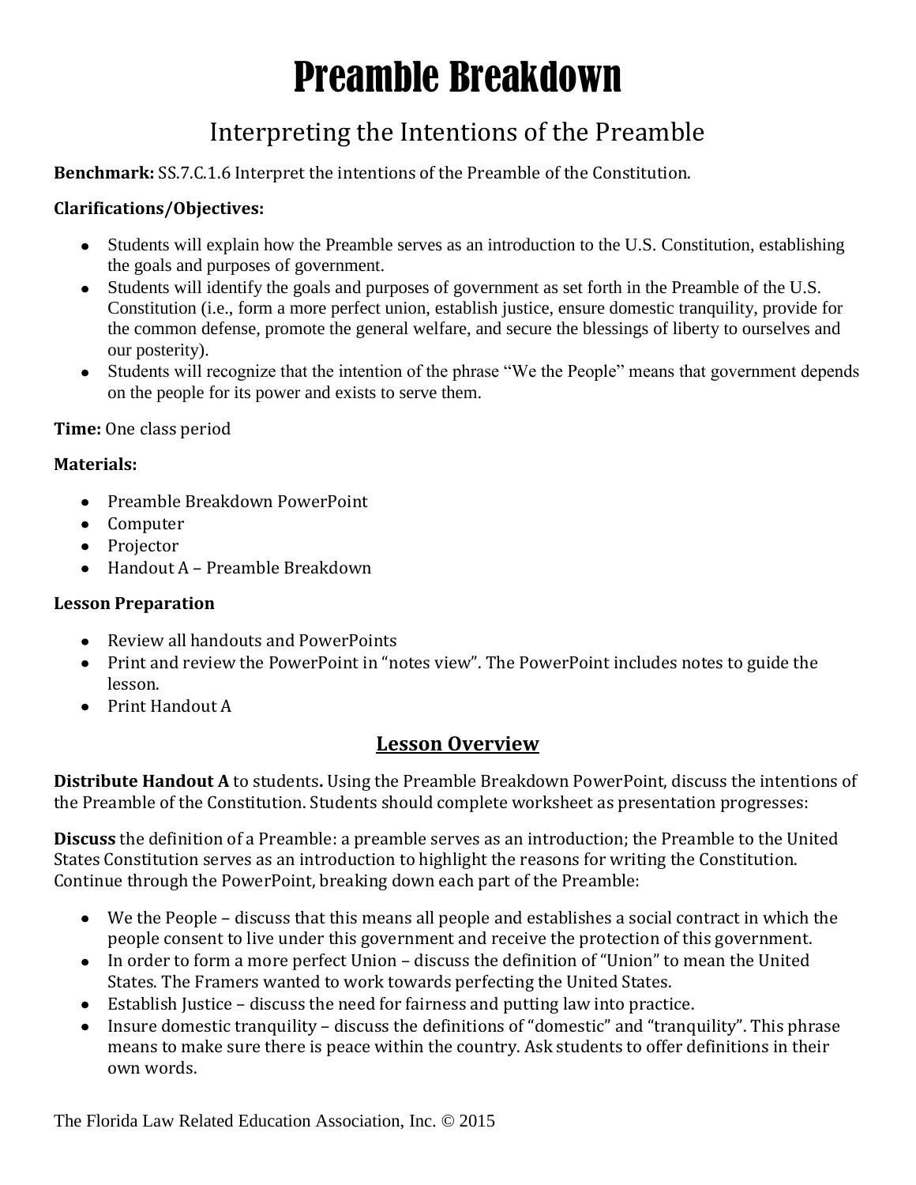# Preamble Breakdown

## Interpreting the Intentions of the Preamble

**Benchmark:** SS.7.C.1.6 Interpret the intentions of the Preamble of the Constitution.

**Clarifications/Objectives:**

- Students will explain how the Preamble serves as an introduction to the U.S. Constitution, establishing the goals and purposes of government.
- Students will identify the goals and purposes of government as set forth in the Preamble of the U.S. Constitution (i.e., form a more perfect union, establish justice, ensure domestic tranquility, provide for the common defense, promote the general welfare, and secure the blessings of liberty to ourselves and our posterity).
- Students will recognize that the intention of the phrase "We the People" means that government depends on the people for its power and exists to serve them.

**Time:** One class period

**Materials:**

- Preamble Breakdown PowerPoint
- Computer
- Projector
- Handout A – Preamble Breakdown

**Lesson Preparation**

- Review all handouts and PowerPoints
- Print and review the PowerPoint in "notes view". The PowerPoint includes notes to guide the lesson.
- Print Handout A

### Lesson Overview

**Distribute Handout A** to students**.** Using the Preamble Breakdown PowerPoint, discuss the intentions of the Preamble of the Constitution. Students should complete worksheet as presentation progresses:

**Discuss** the definition of a Preamble: a preamble serves as an introduction; the Preamble to the United States Constitution serves as an introduction to highlight the reasons for writing the Constitution. Continue through the PowerPoint, breaking down each part of the Preamble:

- We the People – discuss that this means all people and establishes a social contract in which the people consent to live under this government and receive the protection of this government.
- In order to form a more perfect Union – discuss the definition of "Union" to mean the United States. The Framers wanted to work towards perfecting the United States.
- Establish Justice – discuss the need for fairness and putting law into practice.
- Insure domestic tranquility – discuss the definitions of "domestic" and "tranquility". This phrase means to make sure there is peace within the country. Ask students to offer definitions in their own words.

The Florida Law Related Education Association, Inc. © 2015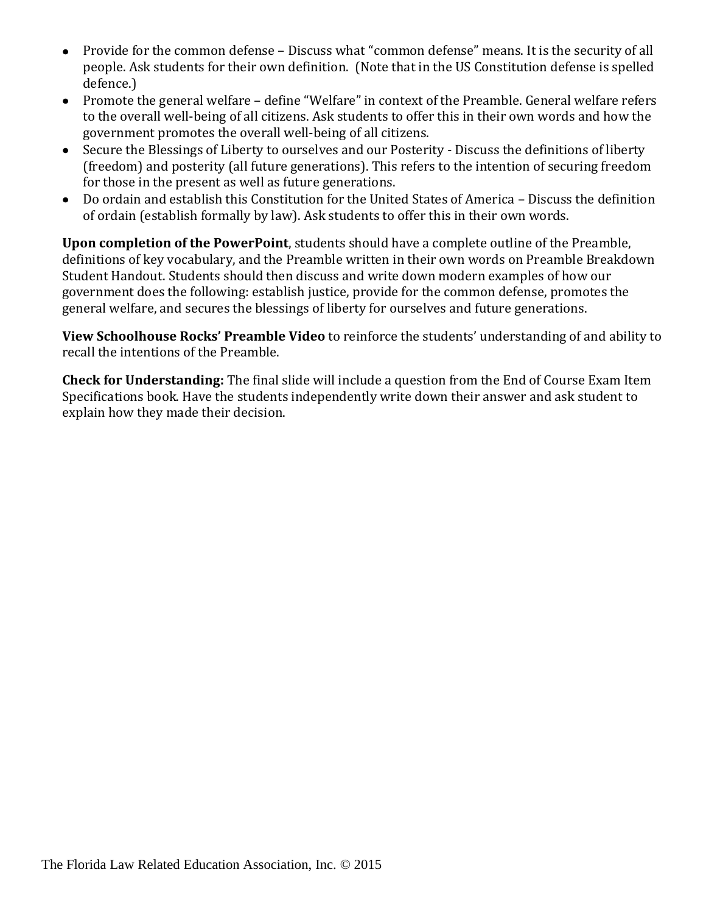- Provide for the common defense – Discuss what "common defense" means. It is the security of all people. Ask students for their own definition. (Note that in the US Constitution defense is spelled defence.)
- Promote the general welfare – define "Welfare" in context of the Preamble. General welfare refers to the overall well-being of all citizens. Ask students to offer this in their own words and how the government promotes the overall well-being of all citizens.
- Secure the Blessings of Liberty to ourselves and our Posterity - Discuss the definitions of liberty (freedom) and posterity (all future generations). This refers to the intention of securing freedom for those in the present as well as future generations.
- Do ordain and establish this Constitution for the United States of America – Discuss the definition of ordain (establish formally by law). Ask students to offer this in their own words.

**Upon completion of the PowerPoint**, students should have a complete outline of the Preamble, definitions of key vocabulary, and the Preamble written in their own words on Preamble Breakdown Student Handout. Students should then discuss and write down modern examples of how our government does the following: establish justice, provide for the common defense, promotes the general welfare, and secures the blessings of liberty for ourselves and future generations.

**View Schoolhouse Rocks' Preamble Video** to reinforce the students' understanding of and ability to recall the intentions of the Preamble.

**Check for Understanding:** The final slide will include a question from the End of Course Exam Item Specifications book. Have the students independently write down their answer and ask student to explain how they made their decision.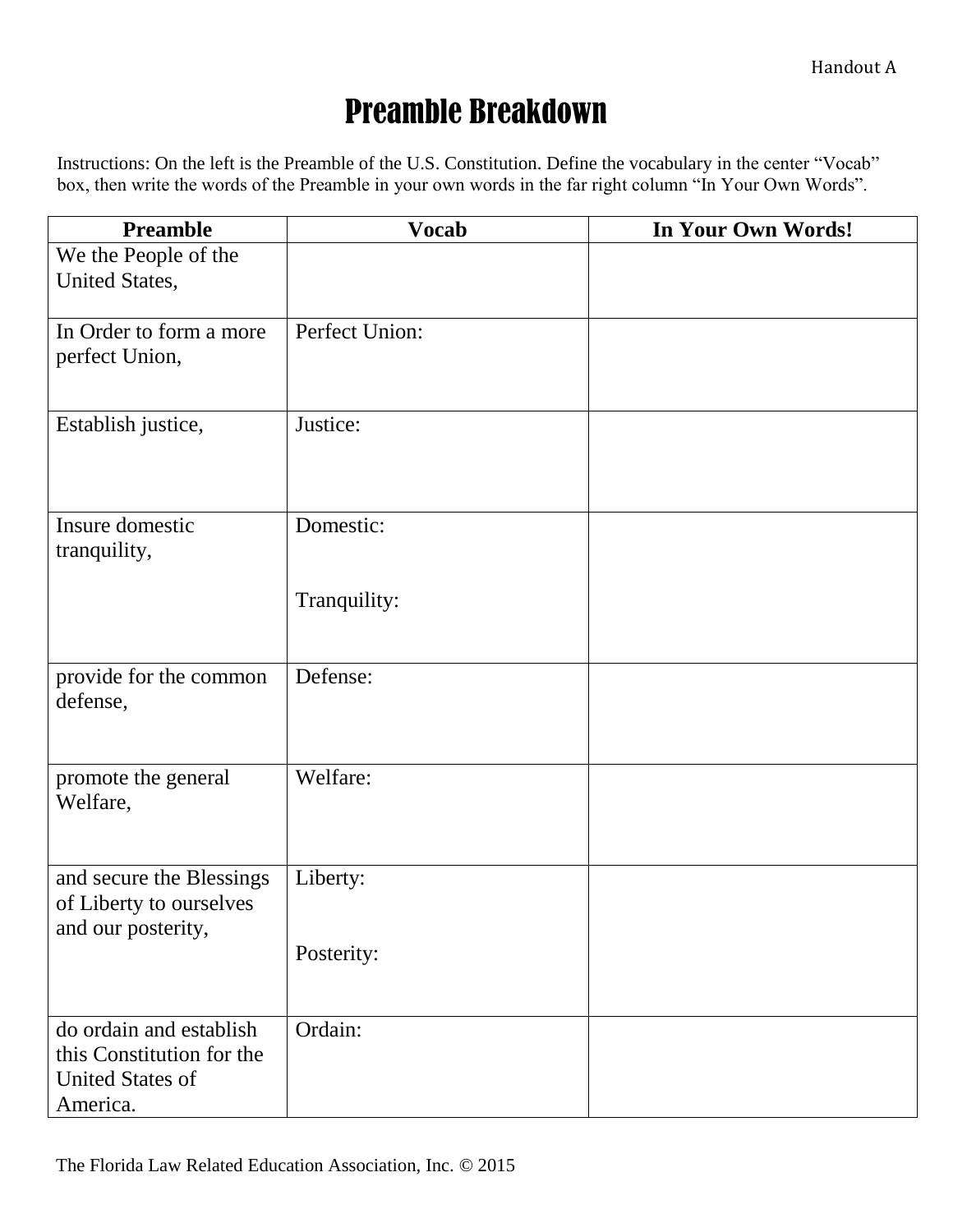Handout A

# Preamble Breakdown

Instructions: On the left is the Preamble of the U.S. Constitution. Define the vocabulary in the center "Vocab" box, then write the words of the Preamble in your own words in the far right column "In Your Own Words".

| Preamble | Vocab | In Your Own Words! |
|---|---|---|
| We the People of the United States, | | |
| In Order to form a more perfect Union, | Perfect Union: | |
| Establish justice, | Justice: | |
| Insure domestic tranquility, | Domestic:<br><br>Tranquility: | |
| provide for the common defense, | Defense: | |
| promote the general Welfare, | Welfare: | |
| and secure the Blessings of Liberty to ourselves and our posterity, | Liberty:<br><br>Posterity: | |
| do ordain and establish this Constitution for the United States of America. | Ordain: | |

The Florida Law Related Education Association, Inc. © 2015